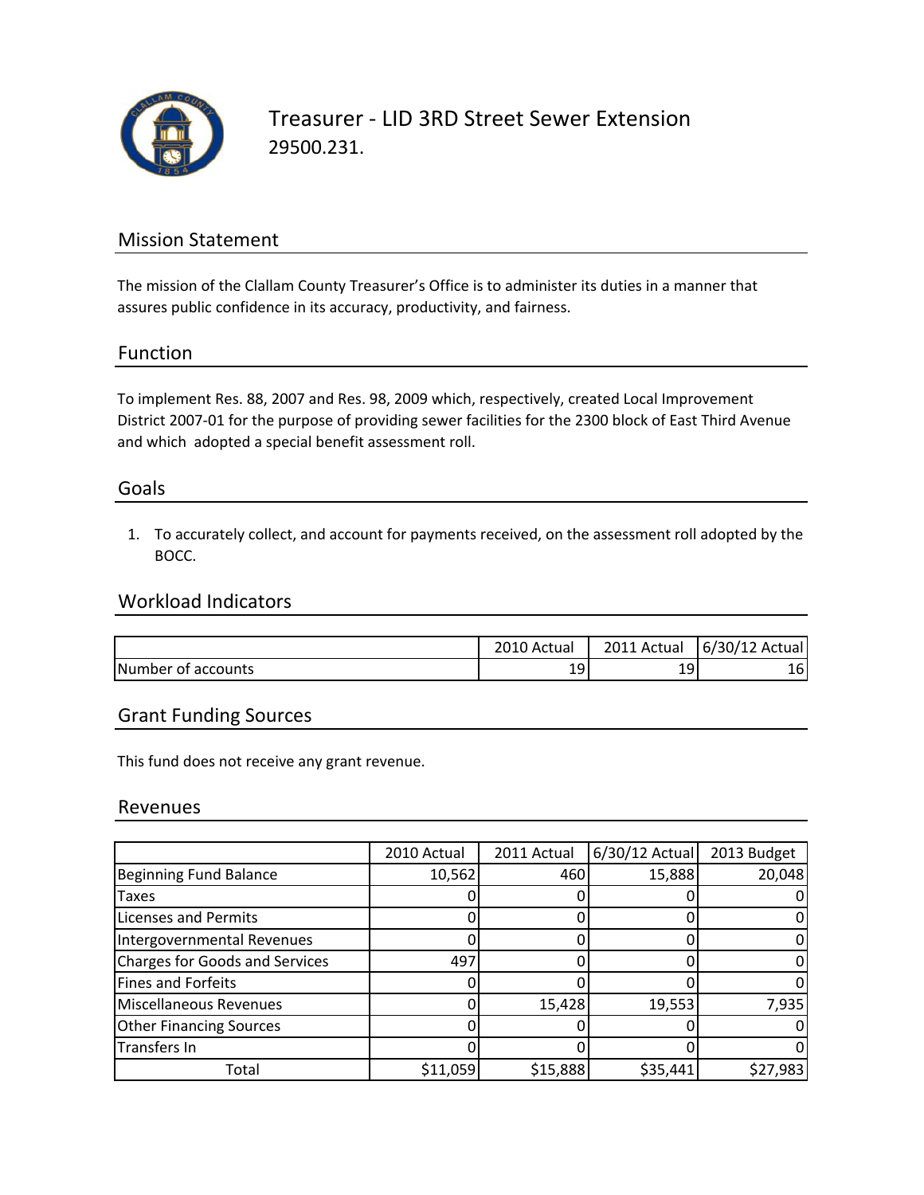# Treasurer - LID 3RD Street Sewer Extension

29500.231.

## Mission Statement

The mission of the Clallam County Treasurer's Office is to administer its duties in a manner that assures public confidence in its accuracy, productivity, and fairness.

## Function

To implement Res. 88, 2007 and Res. 98, 2009 which, respectively, created Local Improvement District 2007-01 for the purpose of providing sewer facilities for the 2300 block of East Third Avenue and which adopted a special benefit assessment roll.

## Goals

1. To accurately collect, and account for payments received, on the assessment roll adopted by the BOCC.

## Workload Indicators

| | 2010 Actual | 2011 Actual | 6/30/12 Actual |
|---|---|---|---|
| Number of accounts | 19 | 19 | 16 |

## Grant Funding Sources

This fund does not receive any grant revenue.

## Revenues

| | 2010 Actual | 2011 Actual | 6/30/12 Actual | 2013 Budget |
|---|---|---|---|---|
| Beginning Fund Balance | 10,562 | 460 | 15,888 | 20,048 |
| Taxes | 0 | 0 | 0 | 0 |
| Licenses and Permits | 0 | 0 | 0 | 0 |
| Intergovernmental Revenues | 0 | 0 | 0 | 0 |
| Charges for Goods and Services | 497 | 0 | 0 | 0 |
| Fines and Forfeits | 0 | 0 | 0 | 0 |
| Miscellaneous Revenues | 0 | 15,428 | 19,553 | 7,935 |
| Other Financing Sources | 0 | 0 | 0 | 0 |
| Transfers In | 0 | 0 | 0 | 0 |
| Total | $11,059 | $15,888 | $35,441 | $27,983 |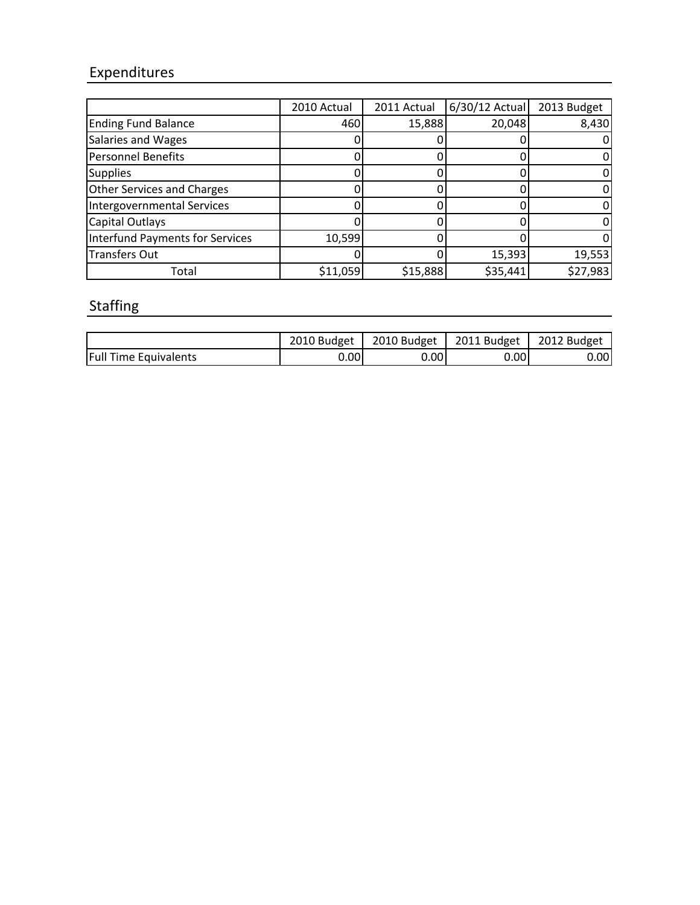## Expenditures

| | 2010 Actual | 2011 Actual | 6/30/12 Actual | 2013 Budget |
|---|---|---|---|---|
| Ending Fund Balance | 460 | 15,888 | 20,048 | 8,430 |
| Salaries and Wages | 0 | 0 | 0 | 0 |
| Personnel Benefits | 0 | 0 | 0 | 0 |
| Supplies | 0 | 0 | 0 | 0 |
| Other Services and Charges | 0 | 0 | 0 | 0 |
| Intergovernmental Services | 0 | 0 | 0 | 0 |
| Capital Outlays | 0 | 0 | 0 | 0 |
| Interfund Payments for Services | 10,599 | 0 | 0 | 0 |
| Transfers Out | 0 | 0 | 15,393 | 19,553 |
| Total | $11,059 | $15,888 | $35,441 | $27,983 |

## Staffing

| | 2010 Budget | 2010 Budget | 2011 Budget | 2012 Budget |
|---|---|---|---|---|
| Full Time Equivalents | 0.00 | 0.00 | 0.00 | 0.00 |